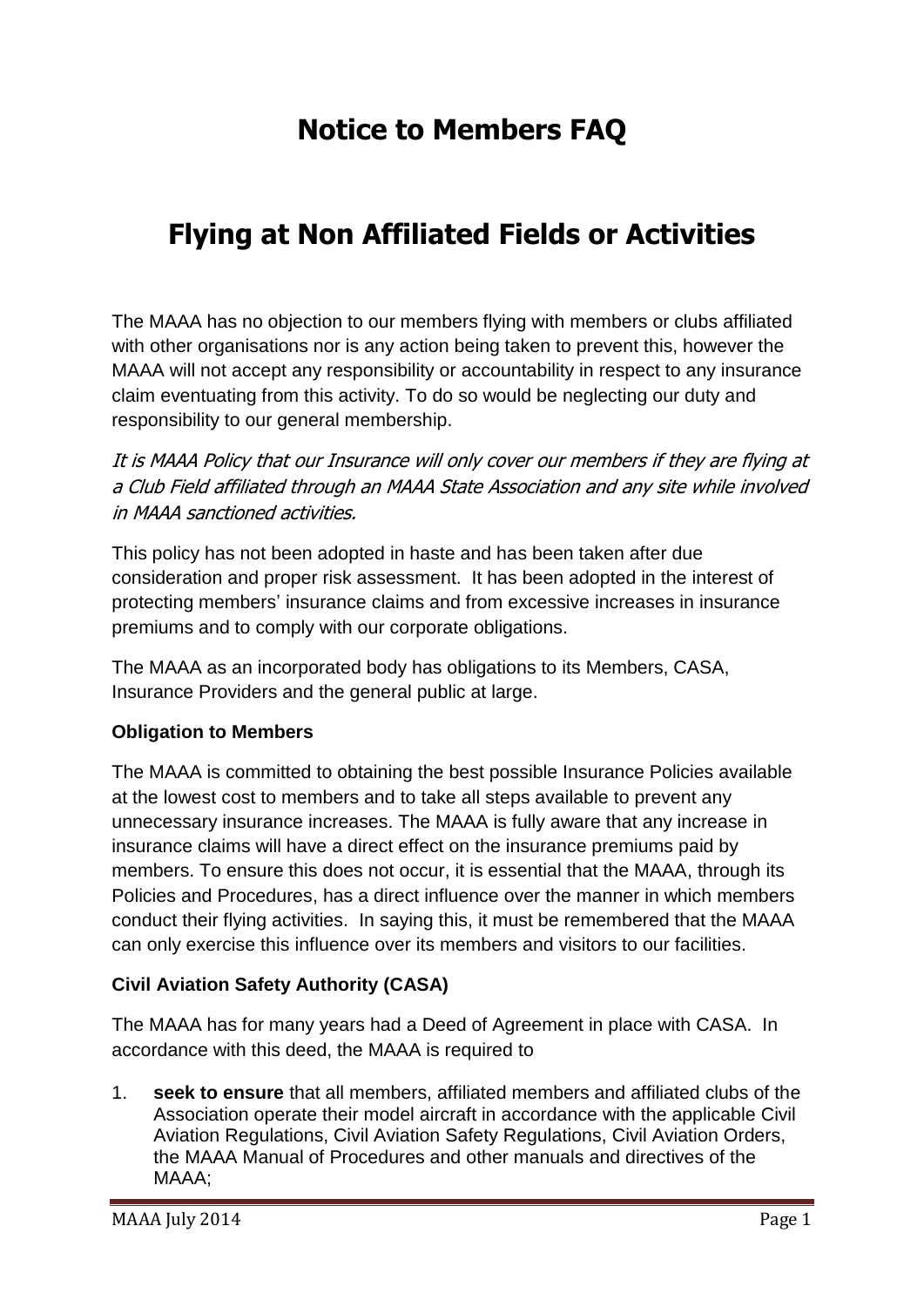# Notice to Members FAQ

# Flying at Non Affiliated Fields or Activities

The MAAA has no objection to our members flying with members or clubs affiliated with other organisations nor is any action being taken to prevent this, however the MAAA will not accept any responsibility or accountability in respect to any insurance claim eventuating from this activity. To do so would be neglecting our duty and responsibility to our general membership.

*It is MAAA Policy that our Insurance will only cover our members if they are flying at a Club Field affiliated through an MAAA State Association and any site while involved in MAAA sanctioned activities.*

This policy has not been adopted in haste and has been taken after due consideration and proper risk assessment. It has been adopted in the interest of protecting members' insurance claims and from excessive increases in insurance premiums and to comply with our corporate obligations.

The MAAA as an incorporated body has obligations to its Members, CASA, Insurance Providers and the general public at large.

**Obligation to Members**

The MAAA is committed to obtaining the best possible Insurance Policies available at the lowest cost to members and to take all steps available to prevent any unnecessary insurance increases. The MAAA is fully aware that any increase in insurance claims will have a direct effect on the insurance premiums paid by members. To ensure this does not occur, it is essential that the MAAA, through its Policies and Procedures, has a direct influence over the manner in which members conduct their flying activities. In saying this, it must be remembered that the MAAA can only exercise this influence over its members and visitors to our facilities.

**Civil Aviation Safety Authority (CASA)**

The MAAA has for many years had a Deed of Agreement in place with CASA. In accordance with this deed, the MAAA is required to

1. **seek to ensure** that all members, affiliated members and affiliated clubs of the Association operate their model aircraft in accordance with the applicable Civil Aviation Regulations, Civil Aviation Safety Regulations, Civil Aviation Orders, the MAAA Manual of Procedures and other manuals and directives of the MAAA;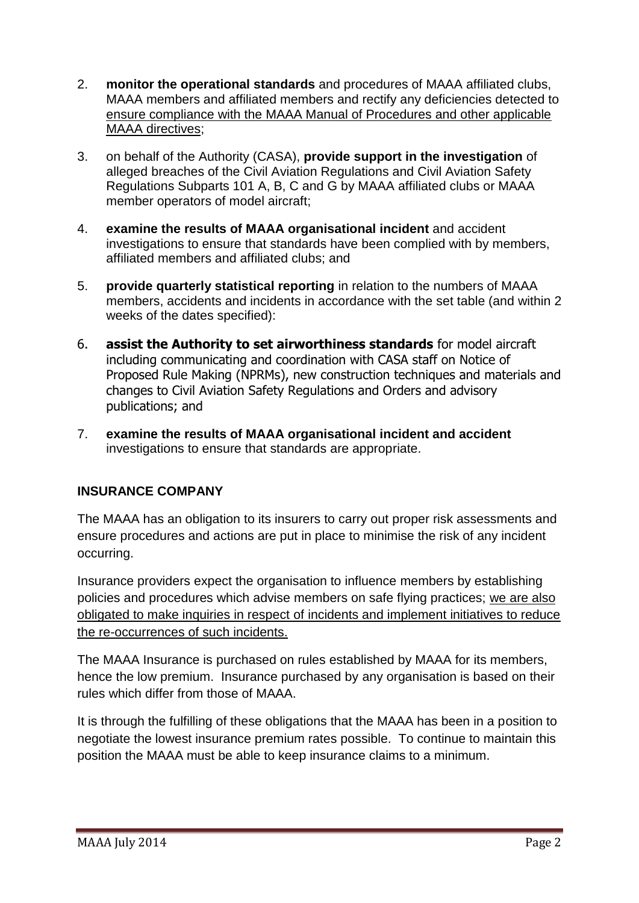2. **monitor the operational standards** and procedures of MAAA affiliated clubs, MAAA members and affiliated members and rectify any deficiencies detected to <u>ensure compliance with the MAAA Manual of Procedures and other applicable MAAA directives</u>;

3. on behalf of the Authority (CASA), **provide support in the investigation** of alleged breaches of the Civil Aviation Regulations and Civil Aviation Safety Regulations Subparts 101 A, B, C and G by MAAA affiliated clubs or MAAA member operators of model aircraft;

4. **examine the results of MAAA organisational incident** and accident investigations to ensure that standards have been complied with by members, affiliated members and affiliated clubs; and

5. **provide quarterly statistical reporting** in relation to the numbers of MAAA members, accidents and incidents in accordance with the set table (and within 2 weeks of the dates specified):

6. **assist the Authority to set airworthiness standards** for model aircraft including communicating and coordination with CASA staff on Notice of Proposed Rule Making (NPRMs), new construction techniques and materials and changes to Civil Aviation Safety Regulations and Orders and advisory publications; and

7. **examine the results of MAAA organisational incident and accident** investigations to ensure that standards are appropriate.

## INSURANCE COMPANY

The MAAA has an obligation to its insurers to carry out proper risk assessments and ensure procedures and actions are put in place to minimise the risk of any incident occurring.

Insurance providers expect the organisation to influence members by establishing policies and procedures which advise members on safe flying practices; <u>we are also obligated to make inquiries in respect of incidents and implement initiatives to reduce the re-occurrences of such incidents.</u>

The MAAA Insurance is purchased on rules established by MAAA for its members, hence the low premium. Insurance purchased by any organisation is based on their rules which differ from those of MAAA.

It is through the fulfilling of these obligations that the MAAA has been in a position to negotiate the lowest insurance premium rates possible. To continue to maintain this position the MAAA must be able to keep insurance claims to a minimum.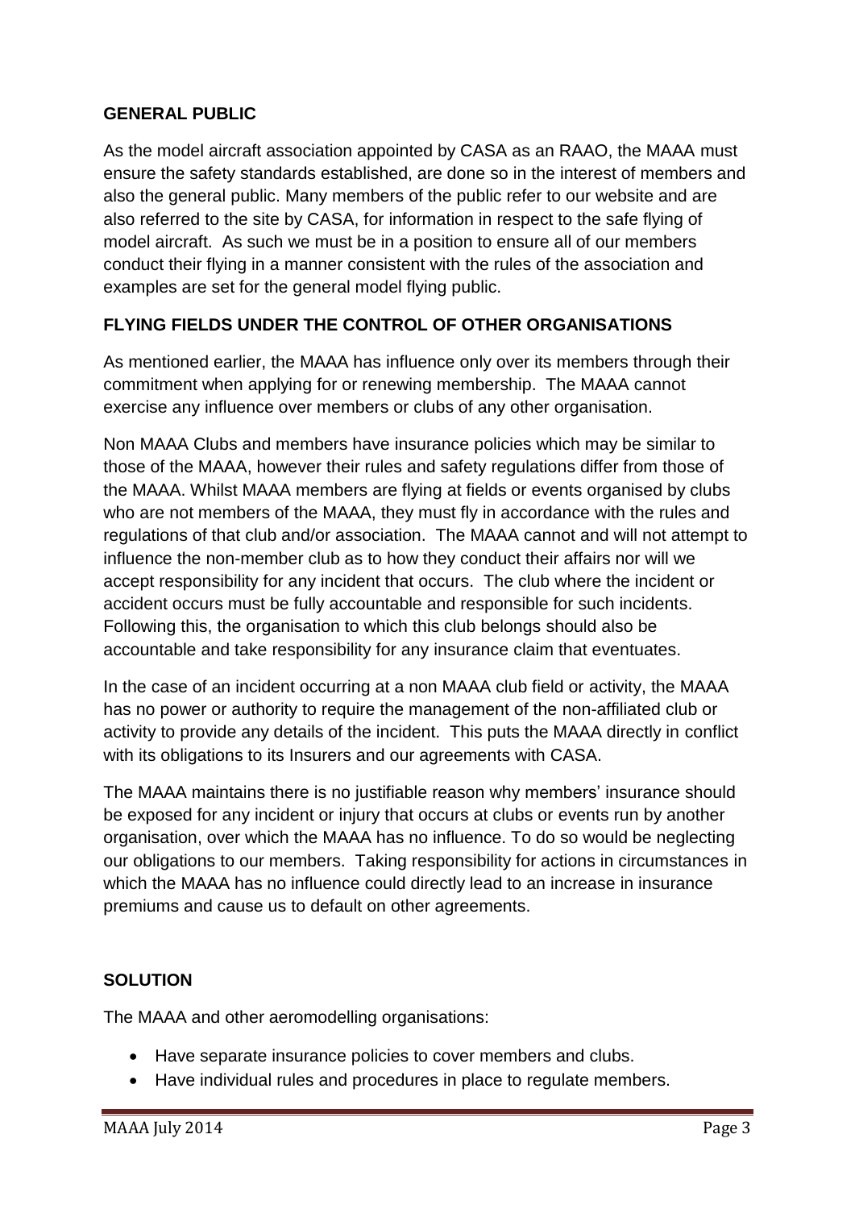**GENERAL PUBLIC**

As the model aircraft association appointed by CASA as an RAAO, the MAAA must ensure the safety standards established, are done so in the interest of members and also the general public. Many members of the public refer to our website and are also referred to the site by CASA, for information in respect to the safe flying of model aircraft. As such we must be in a position to ensure all of our members conduct their flying in a manner consistent with the rules of the association and examples are set for the general model flying public.

**FLYING FIELDS UNDER THE CONTROL OF OTHER ORGANISATIONS**

As mentioned earlier, the MAAA has influence only over its members through their commitment when applying for or renewing membership. The MAAA cannot exercise any influence over members or clubs of any other organisation.

Non MAAA Clubs and members have insurance policies which may be similar to those of the MAAA, however their rules and safety regulations differ from those of the MAAA. Whilst MAAA members are flying at fields or events organised by clubs who are not members of the MAAA, they must fly in accordance with the rules and regulations of that club and/or association. The MAAA cannot and will not attempt to influence the non-member club as to how they conduct their affairs nor will we accept responsibility for any incident that occurs. The club where the incident or accident occurs must be fully accountable and responsible for such incidents. Following this, the organisation to which this club belongs should also be accountable and take responsibility for any insurance claim that eventuates.

In the case of an incident occurring at a non MAAA club field or activity, the MAAA has no power or authority to require the management of the non-affiliated club or activity to provide any details of the incident. This puts the MAAA directly in conflict with its obligations to its Insurers and our agreements with CASA.

The MAAA maintains there is no justifiable reason why members' insurance should be exposed for any incident or injury that occurs at clubs or events run by another organisation, over which the MAAA has no influence. To do so would be neglecting our obligations to our members. Taking responsibility for actions in circumstances in which the MAAA has no influence could directly lead to an increase in insurance premiums and cause us to default on other agreements.

**SOLUTION**

The MAAA and other aeromodelling organisations:

- Have separate insurance policies to cover members and clubs.
- Have individual rules and procedures in place to regulate members.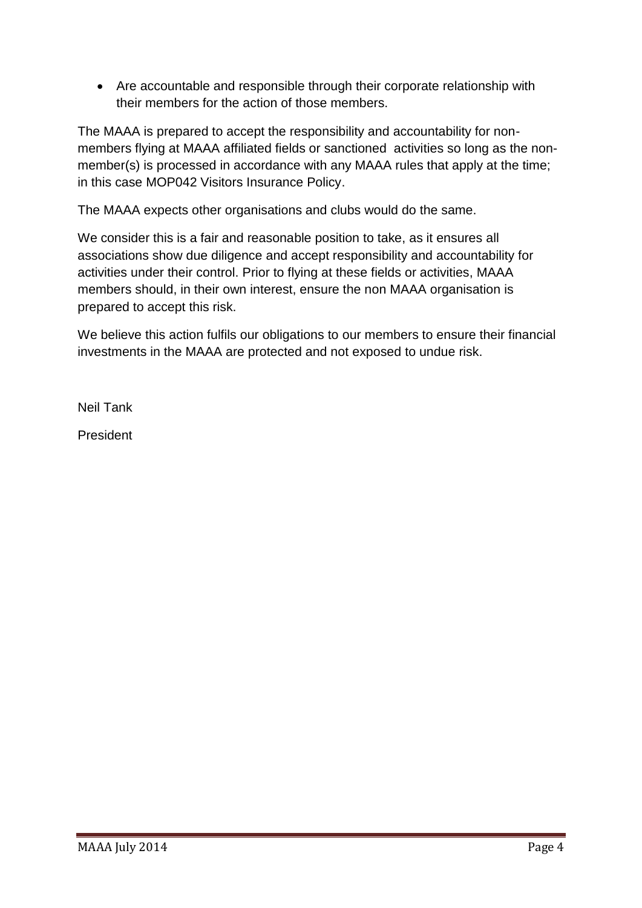- Are accountable and responsible through their corporate relationship with their members for the action of those members.

The MAAA is prepared to accept the responsibility and accountability for non-members flying at MAAA affiliated fields or sanctioned activities so long as the non-member(s) is processed in accordance with any MAAA rules that apply at the time; in this case MOP042 Visitors Insurance Policy.

The MAAA expects other organisations and clubs would do the same.

We consider this is a fair and reasonable position to take, as it ensures all associations show due diligence and accept responsibility and accountability for activities under their control. Prior to flying at these fields or activities, MAAA members should, in their own interest, ensure the non MAAA organisation is prepared to accept this risk.

We believe this action fulfils our obligations to our members to ensure their financial investments in the MAAA are protected and not exposed to undue risk.

Neil Tank

President